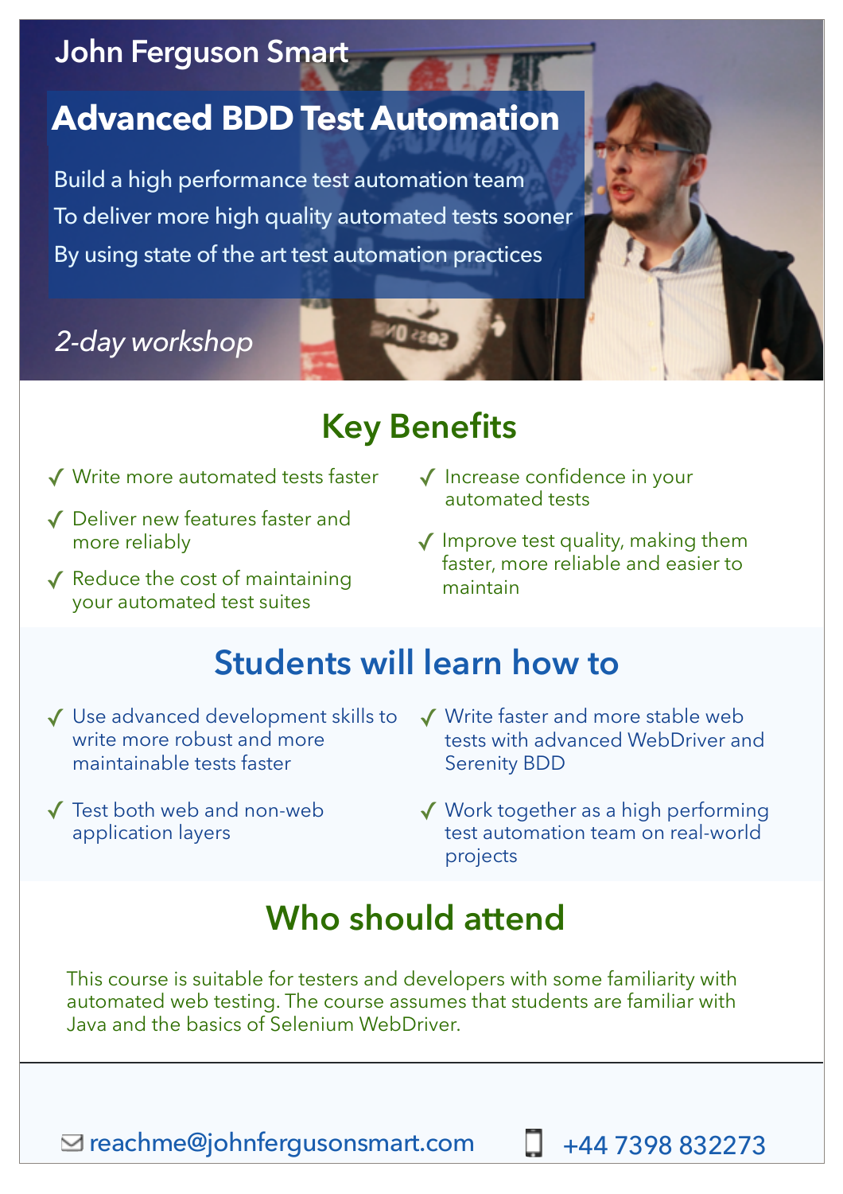John Ferguson Smart

# Advanced BDD Test Automation

Build a high performance test automation team
To deliver more high quality automated tests sooner
By using state of the art test automation practices

*2-day workshop*

## Key Benefits

- ✓ Write more automated tests faster
- ✓ Deliver new features faster and more reliably
- ✓ Reduce the cost of maintaining your automated test suites
- ✓ Increase confidence in your automated tests
- ✓ Improve test quality, making them faster, more reliable and easier to maintain

## Students will learn how to

- ✓ Use advanced development skills to write more robust and more maintainable tests faster
- ✓ Test both web and non-web application layers
- ✓ Write faster and more stable web tests with advanced WebDriver and Serenity BDD
- ✓ Work together as a high performing test automation team on real-world projects

## Who should attend

This course is suitable for testers and developers with some familiarity with automated web testing. The course assumes that students are familiar with Java and the basics of Selenium WebDriver.

---

reachme@johnfergusonsmart.com    +44 7398 832273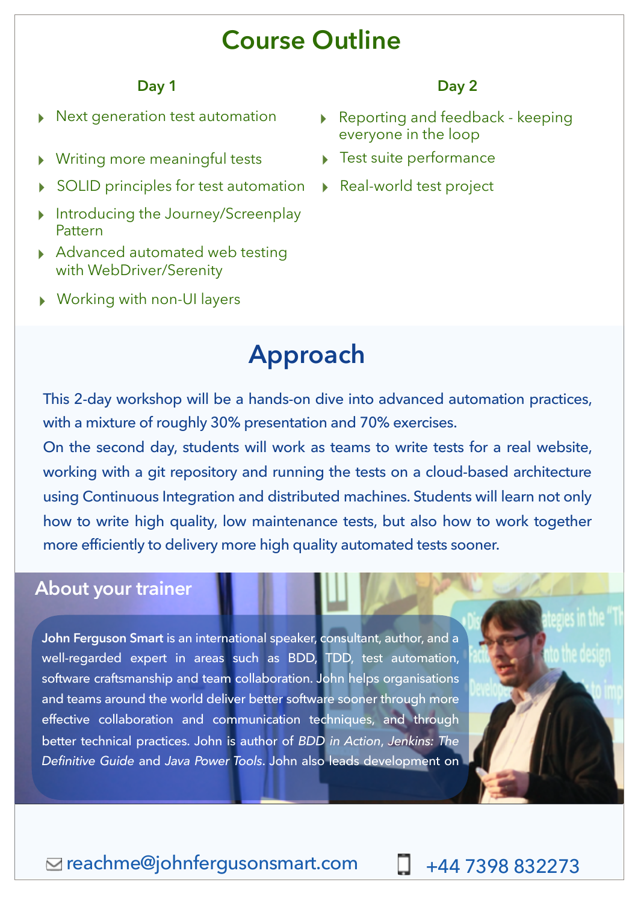# Course Outline

### Day 1

- Next generation test automation
- Writing more meaningful tests
- SOLID principles for test automation
- Introducing the Journey/Screenplay Pattern
- Advanced automated web testing with WebDriver/Serenity
- Working with non-UI layers

### Day 2

- Reporting and feedback - keeping everyone in the loop
- Test suite performance
- Real-world test project

# Approach

This 2-day workshop will be a hands-on dive into advanced automation practices, with a mixture of roughly 30% presentation and 70% exercises.

On the second day, students will work as teams to write tests for a real website, working with a git repository and running the tests on a cloud-based architecture using Continuous Integration and distributed machines. Students will learn not only how to write high quality, low maintenance tests, but also how to work together more efficiently to delivery more high quality automated tests sooner.

## About your trainer

**John Ferguson Smart** is an international speaker, consultant, author, and a well-regarded expert in areas such as BDD, TDD, test automation, software craftsmanship and team collaboration. John helps organisations and teams around the world deliver better software sooner through more effective collaboration and communication techniques, and through better technical practices. John is author of *BDD in Action*, *Jenkins: The Definitive Guide* and *Java Power Tools*. John also leads development on

reachme@johnfergusonsmart.com

+44 7398 832273